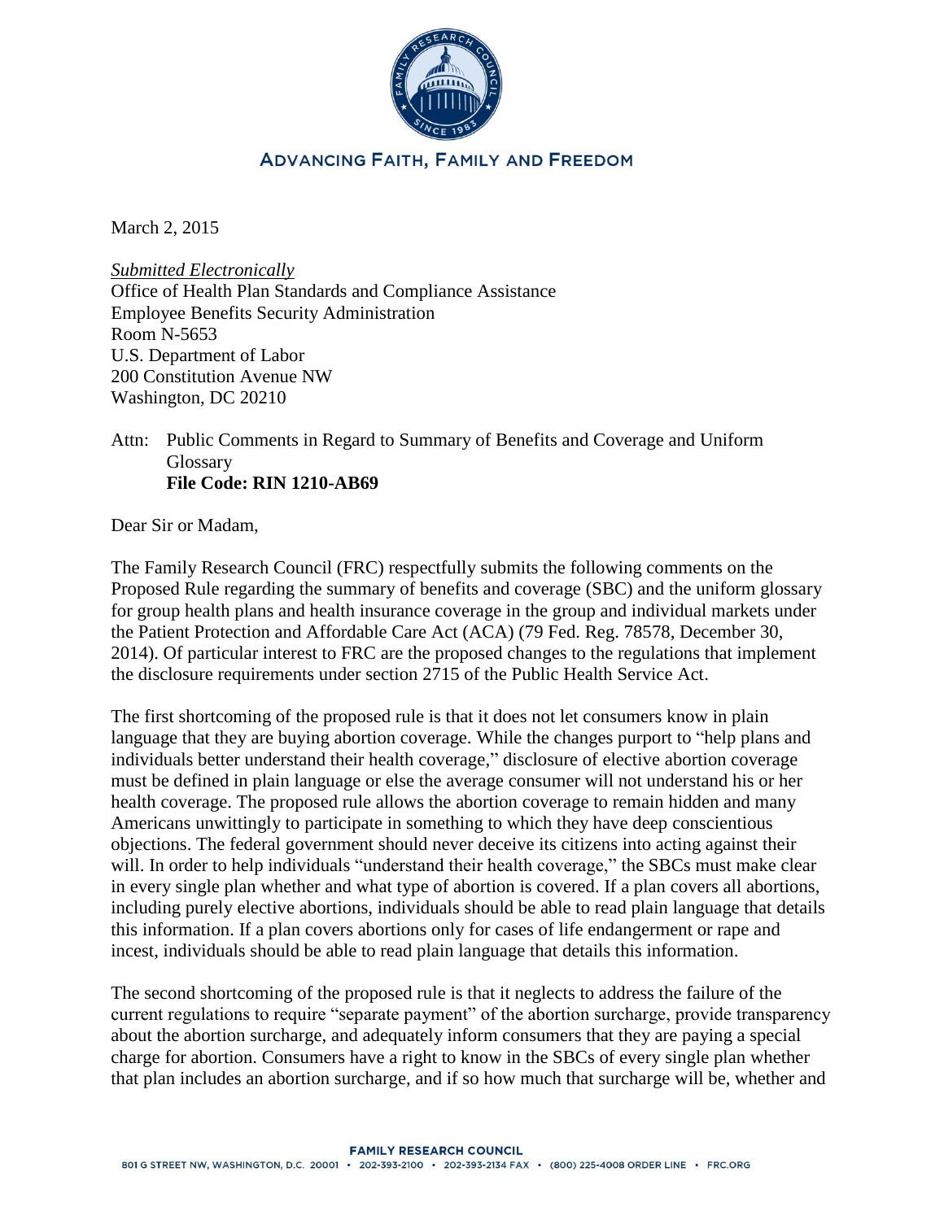**ADVANCING FAITH, FAMILY AND FREEDOM**

March 2, 2015

*Submitted Electronically*
Office of Health Plan Standards and Compliance Assistance
Employee Benefits Security Administration
Room N-5653
U.S. Department of Labor
200 Constitution Avenue NW
Washington, DC 20210

Attn: Public Comments in Regard to Summary of Benefits and Coverage and Uniform Glossary
**File Code: RIN 1210-AB69**

Dear Sir or Madam,

The Family Research Council (FRC) respectfully submits the following comments on the Proposed Rule regarding the summary of benefits and coverage (SBC) and the uniform glossary for group health plans and health insurance coverage in the group and individual markets under the Patient Protection and Affordable Care Act (ACA) (79 Fed. Reg. 78578, December 30, 2014). Of particular interest to FRC are the proposed changes to the regulations that implement the disclosure requirements under section 2715 of the Public Health Service Act.

The first shortcoming of the proposed rule is that it does not let consumers know in plain language that they are buying abortion coverage. While the changes purport to "help plans and individuals better understand their health coverage," disclosure of elective abortion coverage must be defined in plain language or else the average consumer will not understand his or her health coverage. The proposed rule allows the abortion coverage to remain hidden and many Americans unwittingly to participate in something to which they have deep conscientious objections. The federal government should never deceive its citizens into acting against their will. In order to help individuals "understand their health coverage," the SBCs must make clear in every single plan whether and what type of abortion is covered. If a plan covers all abortions, including purely elective abortions, individuals should be able to read plain language that details this information. If a plan covers abortions only for cases of life endangerment or rape and incest, individuals should be able to read plain language that details this information.

The second shortcoming of the proposed rule is that it neglects to address the failure of the current regulations to require "separate payment" of the abortion surcharge, provide transparency about the abortion surcharge, and adequately inform consumers that they are paying a special charge for abortion. Consumers have a right to know in the SBCs of every single plan whether that plan includes an abortion surcharge, and if so how much that surcharge will be, whether and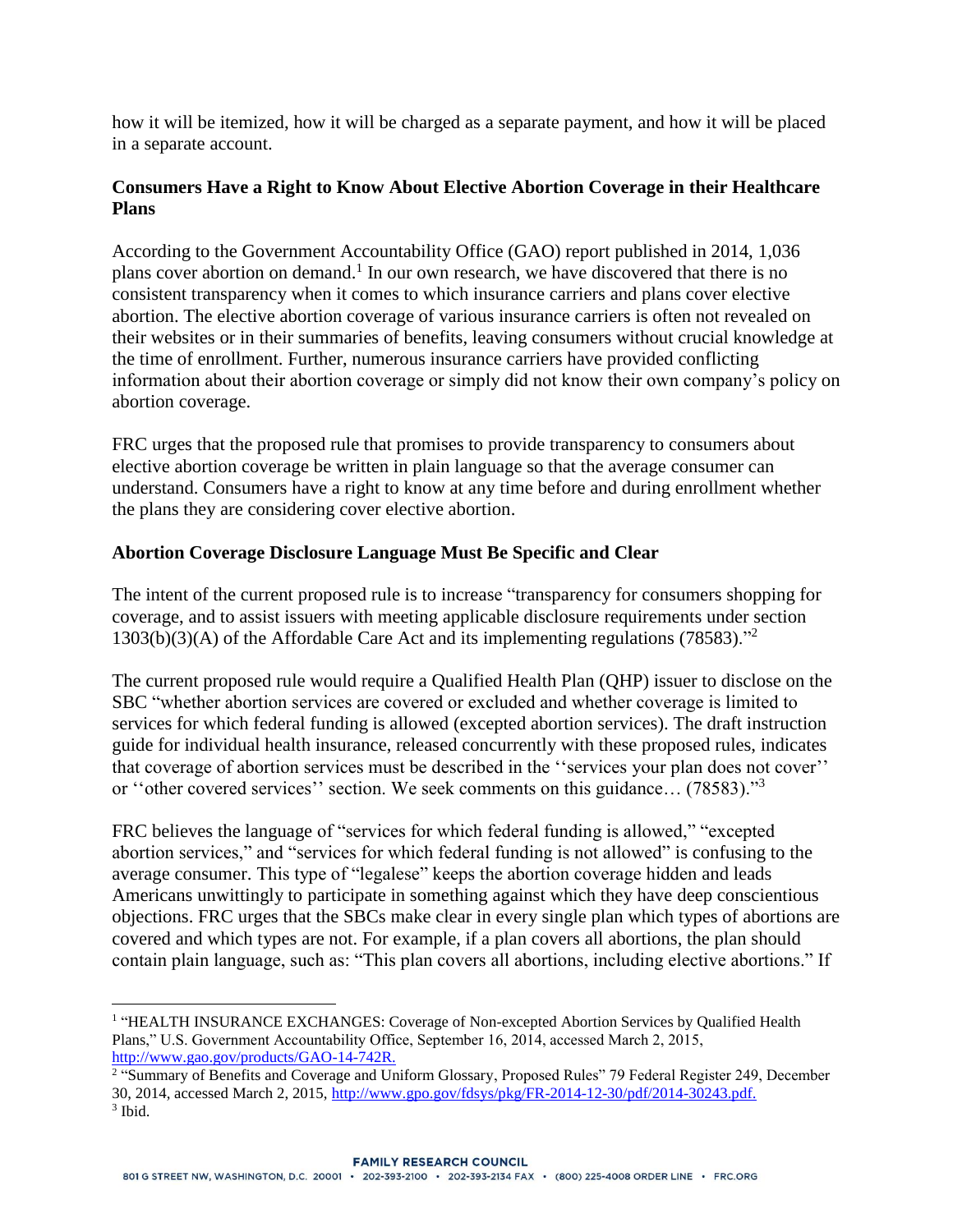how it will be itemized, how it will be charged as a separate payment, and how it will be placed in a separate account.

### Consumers Have a Right to Know About Elective Abortion Coverage in their Healthcare Plans

According to the Government Accountability Office (GAO) report published in 2014, 1,036 plans cover abortion on demand.[1] In our own research, we have discovered that there is no consistent transparency when it comes to which insurance carriers and plans cover elective abortion. The elective abortion coverage of various insurance carriers is often not revealed on their websites or in their summaries of benefits, leaving consumers without crucial knowledge at the time of enrollment. Further, numerous insurance carriers have provided conflicting information about their abortion coverage or simply did not know their own company's policy on abortion coverage.

FRC urges that the proposed rule that promises to provide transparency to consumers about elective abortion coverage be written in plain language so that the average consumer can understand. Consumers have a right to know at any time before and during enrollment whether the plans they are considering cover elective abortion.

### Abortion Coverage Disclosure Language Must Be Specific and Clear

The intent of the current proposed rule is to increase "transparency for consumers shopping for coverage, and to assist issuers with meeting applicable disclosure requirements under section 1303(b)(3)(A) of the Affordable Care Act and its implementing regulations (78583)."[2]

The current proposed rule would require a Qualified Health Plan (QHP) issuer to disclose on the SBC "whether abortion services are covered or excluded and whether coverage is limited to services for which federal funding is allowed (excepted abortion services). The draft instruction guide for individual health insurance, released concurrently with these proposed rules, indicates that coverage of abortion services must be described in the ''services your plan does not cover'' or ''other covered services'' section. We seek comments on this guidance… (78583)."[3]

FRC believes the language of "services for which federal funding is allowed," "excepted abortion services," and "services for which federal funding is not allowed" is confusing to the average consumer. This type of "legalese" keeps the abortion coverage hidden and leads Americans unwittingly to participate in something against which they have deep conscientious objections. FRC urges that the SBCs make clear in every single plan which types of abortions are covered and which types are not. For example, if a plan covers all abortions, the plan should contain plain language, such as: "This plan covers all abortions, including elective abortions." If

---

[1] "HEALTH INSURANCE EXCHANGES: Coverage of Non-excepted Abortion Services by Qualified Health Plans," U.S. Government Accountability Office, September 16, 2014, accessed March 2, 2015, http://www.gao.gov/products/GAO-14-742R.

[2] "Summary of Benefits and Coverage and Uniform Glossary, Proposed Rules" 79 Federal Register 249, December 30, 2014, accessed March 2, 2015, http://www.gpo.gov/fdsys/pkg/FR-2014-12-30/pdf/2014-30243.pdf.

[3] Ibid.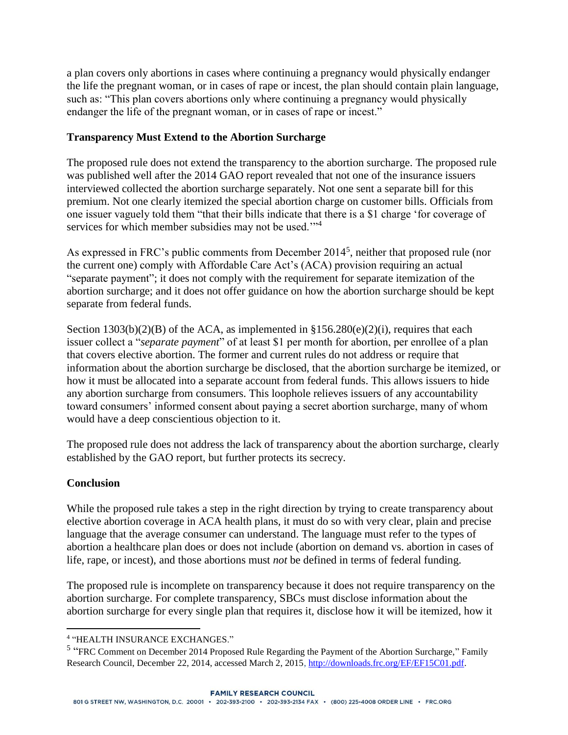a plan covers only abortions in cases where continuing a pregnancy would physically endanger the life the pregnant woman, or in cases of rape or incest, the plan should contain plain language, such as: "This plan covers abortions only where continuing a pregnancy would physically endanger the life of the pregnant woman, or in cases of rape or incest."

**Transparency Must Extend to the Abortion Surcharge**

The proposed rule does not extend the transparency to the abortion surcharge. The proposed rule was published well after the 2014 GAO report revealed that not one of the insurance issuers interviewed collected the abortion surcharge separately. Not one sent a separate bill for this premium. Not one clearly itemized the special abortion charge on customer bills. Officials from one issuer vaguely told them "that their bills indicate that there is a $1 charge 'for coverage of services for which member subsidies may not be used.'"[4]

As expressed in FRC's public comments from December 2014[5], neither that proposed rule (nor the current one) comply with Affordable Care Act's (ACA) provision requiring an actual "separate payment"; it does not comply with the requirement for separate itemization of the abortion surcharge; and it does not offer guidance on how the abortion surcharge should be kept separate from federal funds.

Section 1303(b)(2)(B) of the ACA, as implemented in §156.280(e)(2)(i), requires that each issuer collect a "*separate payment*" of at least $1 per month for abortion, per enrollee of a plan that covers elective abortion. The former and current rules do not address or require that information about the abortion surcharge be disclosed, that the abortion surcharge be itemized, or how it must be allocated into a separate account from federal funds. This allows issuers to hide any abortion surcharge from consumers. This loophole relieves issuers of any accountability toward consumers' informed consent about paying a secret abortion surcharge, many of whom would have a deep conscientious objection to it.

The proposed rule does not address the lack of transparency about the abortion surcharge, clearly established by the GAO report, but further protects its secrecy.

**Conclusion**

While the proposed rule takes a step in the right direction by trying to create transparency about elective abortion coverage in ACA health plans, it must do so with very clear, plain and precise language that the average consumer can understand. The language must refer to the types of abortion a healthcare plan does or does not include (abortion on demand vs. abortion in cases of life, rape, or incest), and those abortions must *not* be defined in terms of federal funding.

The proposed rule is incomplete on transparency because it does not require transparency on the abortion surcharge. For complete transparency, SBCs must disclose information about the abortion surcharge for every single plan that requires it, disclose how it will be itemized, how it

[4] "HEALTH INSURANCE EXCHANGES."

[5] "FRC Comment on December 2014 Proposed Rule Regarding the Payment of the Abortion Surcharge," Family Research Council, December 22, 2014, accessed March 2, 2015, http://downloads.frc.org/EF/EF15C01.pdf.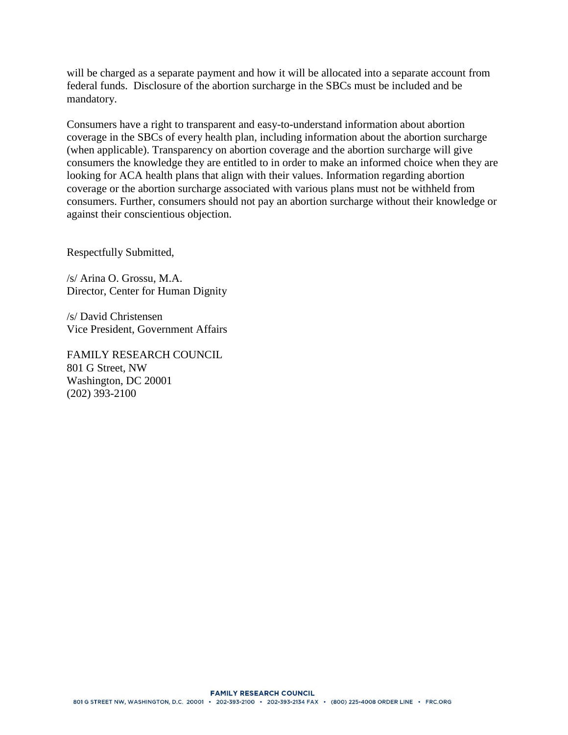will be charged as a separate payment and how it will be allocated into a separate account from federal funds. Disclosure of the abortion surcharge in the SBCs must be included and be mandatory.

Consumers have a right to transparent and easy-to-understand information about abortion coverage in the SBCs of every health plan, including information about the abortion surcharge (when applicable). Transparency on abortion coverage and the abortion surcharge will give consumers the knowledge they are entitled to in order to make an informed choice when they are looking for ACA health plans that align with their values. Information regarding abortion coverage or the abortion surcharge associated with various plans must not be withheld from consumers. Further, consumers should not pay an abortion surcharge without their knowledge or against their conscientious objection.

Respectfully Submitted,

/s/ Arina O. Grossu, M.A.
Director, Center for Human Dignity

/s/ David Christensen
Vice President, Government Affairs

FAMILY RESEARCH COUNCIL
801 G Street, NW
Washington, DC 20001
(202) 393-2100